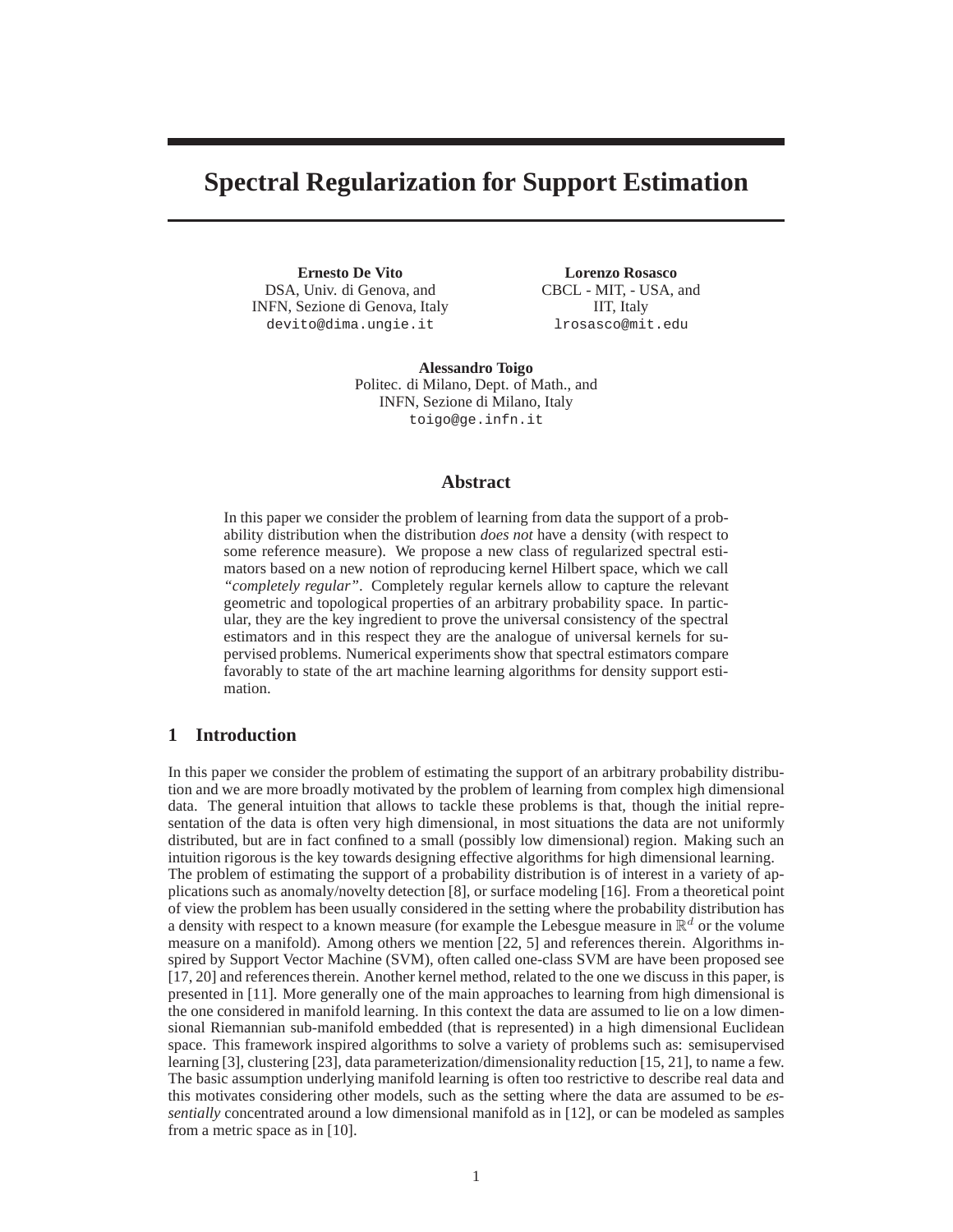# Spectral Regularization for Support Estimation

**Ernesto De Vito**
DSA, Univ. di Genova, and
INFN, Sezione di Genova, Italy
devito@dima.ungie.it

**Lorenzo Rosasco**
CBCL - MIT, - USA, and
IIT, Italy
lrosasco@mit.edu

**Alessandro Toigo**
Politec. di Milano, Dept. of Math., and
INFN, Sezione di Milano, Italy
toigo@ge.infn.it

## Abstract

In this paper we consider the problem of learning from data the support of a probability distribution when the distribution *does not* have a density (with respect to some reference measure). We propose a new class of regularized spectral estimators based on a new notion of reproducing kernel Hilbert space, which we call *"completely regular"*. Completely regular kernels allow to capture the relevant geometric and topological properties of an arbitrary probability space. In particular, they are the key ingredient to prove the universal consistency of the spectral estimators and in this respect they are the analogue of universal kernels for supervised problems. Numerical experiments show that spectral estimators compare favorably to state of the art machine learning algorithms for density support estimation.

## 1 Introduction

In this paper we consider the problem of estimating the support of an arbitrary probability distribution and we are more broadly motivated by the problem of learning from complex high dimensional data. The general intuition that allows to tackle these problems is that, though the initial representation of the data is often very high dimensional, in most situations the data are not uniformly distributed, but are in fact confined to a small (possibly low dimensional) region. Making such an intuition rigorous is the key towards designing effective algorithms for high dimensional learning.
The problem of estimating the support of a probability distribution is of interest in a variety of applications such as anomaly/novelty detection [8], or surface modeling [16]. From a theoretical point of view the problem has been usually considered in the setting where the probability distribution has a density with respect to a known measure (for example the Lebesgue measure in $\mathbb{R}^d$ or the volume measure on a manifold). Among others we mention [22, 5] and references therein. Algorithms inspired by Support Vector Machine (SVM), often called one-class SVM are have been proposed see [17, 20] and references therein. Another kernel method, related to the one we discuss in this paper, is presented in [11]. More generally one of the main approaches to learning from high dimensional is the one considered in manifold learning. In this context the data are assumed to lie on a low dimensional Riemannian sub-manifold embedded (that is represented) in a high dimensional Euclidean space. This framework inspired algorithms to solve a variety of problems such as: semisupervised learning [3], clustering [23], data parameterization/dimensionality reduction [15, 21], to name a few. The basic assumption underlying manifold learning is often too restrictive to describe real data and this motivates considering other models, such as the setting where the data are assumed to be *essentially* concentrated around a low dimensional manifold as in [12], or can be modeled as samples from a metric space as in [10].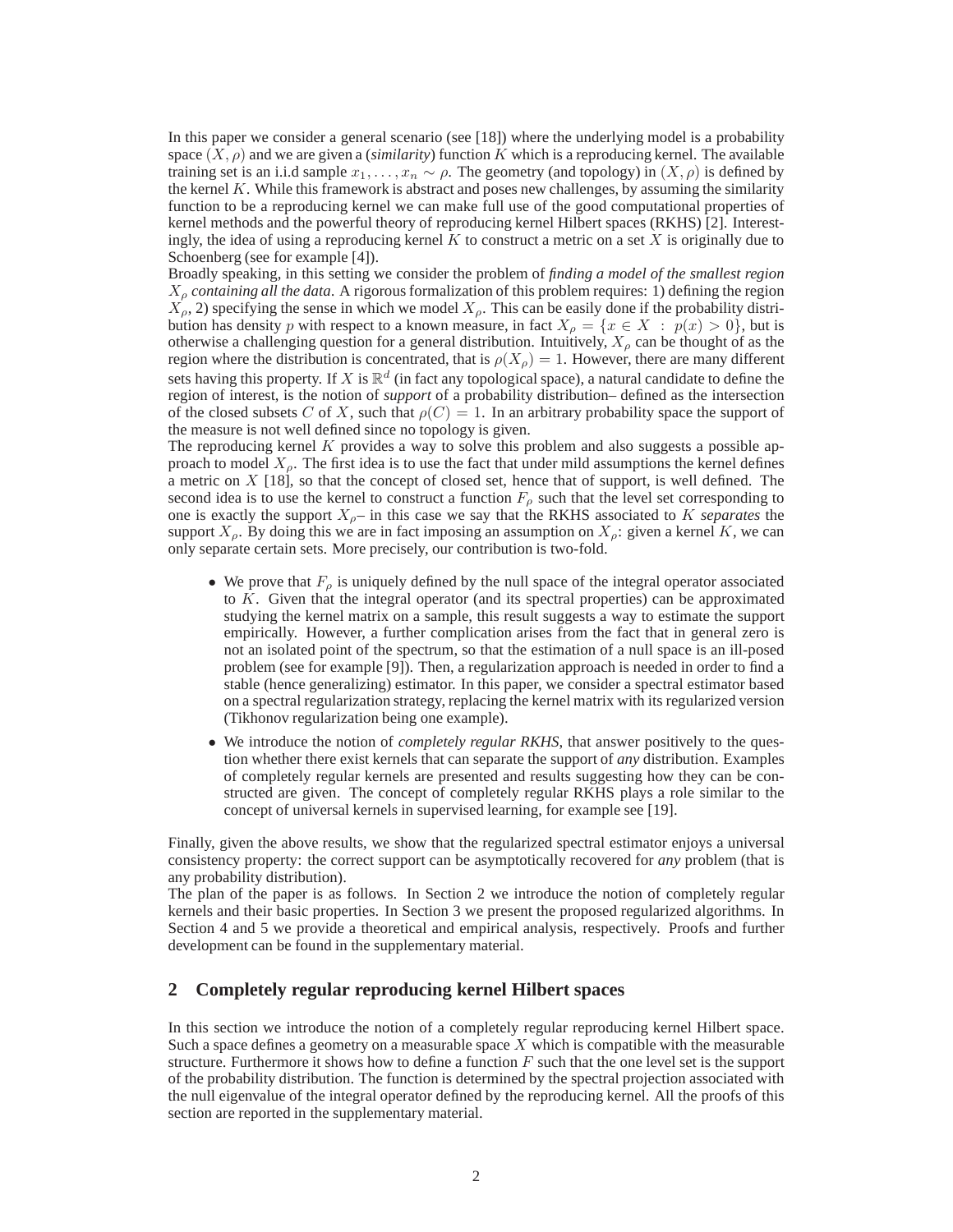In this paper we consider a general scenario (see [18]) where the underlying model is a probability space $(X, \rho)$ and we are given a (*similarity*) function $K$ which is a reproducing kernel. The available training set is an i.i.d sample $x_1, \dots, x_n \sim \rho$. The geometry (and topology) in $(X, \rho)$ is defined by the kernel $K$. While this framework is abstract and poses new challenges, by assuming the similarity function to be a reproducing kernel we can make full use of the good computational properties of kernel methods and the powerful theory of reproducing kernel Hilbert spaces (RKHS) [2]. Interestingly, the idea of using a reproducing kernel $K$ to construct a metric on a set $X$ is originally due to Schoenberg (see for example [4]).

Broadly speaking, in this setting we consider the problem of *finding a model of the smallest region $X_\rho$ containing all the data*. A rigorous formalization of this problem requires: 1) defining the region $X_\rho$, 2) specifying the sense in which we model $X_\rho$. This can be easily done if the probability distribution has density $p$ with respect to a known measure, in fact $X_\rho = \{x \in X \ : \ p(x) > 0\}$, but is otherwise a challenging question for a general distribution. Intuitively, $X_\rho$ can be thought of as the region where the distribution is concentrated, that is $\rho(X_\rho) = 1$. However, there are many different sets having this property. If $X$ is $\mathbb{R}^d$ (in fact any topological space), a natural candidate to define the region of interest, is the notion of *support* of a probability distribution– defined as the intersection of the closed subsets $C$ of $X$, such that $\rho(C) = 1$. In an arbitrary probability space the support of the measure is not well defined since no topology is given.

The reproducing $K$ provides a way to solve this problem and also suggests a possible approach to model $X_\rho$. The first idea is to use the fact that under mild assumptions the kernel defines a metric on $X$ [18], so that the concept of closed set, hence that of support, is well defined. The second idea is to use the kernel to construct a function $F_\rho$ such that the level set corresponding to one is exactly the support $X_\rho$– in this case we say that the RKHS associated to $K$ *separates* the support $X_\rho$. By doing this we are in fact imposing an assumption on $X_\rho$: given a kernel $K$, we can only separate certain sets. More precisely, our contribution is two-fold.

- We prove that $F_\rho$ is uniquely defined by the null space of the integral operator associated to $K$. Given that the integral operator (and its spectral properties) can be approximated studying the kernel matrix on a sample, this result suggests a way to estimate the support empirically. However, a further complication arises from the fact that in general zero is not an isolated point of the spectrum, so that the estimation of a null space is an ill-posed problem (see for example [9]). Then, a regularization approach is needed in order to find a stable (hence generalizing) estimator. In this paper, we consider a spectral estimator based on a spectral regularization strategy, replacing the kernel matrix with its regularized version (Tikhonov regularization being one example).
- We introduce the notion of *completely regular RKHS*, that answer positively to the question whether there exist kernels that can separate the support of *any* distribution. Examples of completely regular kernels are presented and results suggesting how they can be constructed are given. The concept of completely regular RKHS plays a role similar to the concept of universal kernels in supervised learning, for example see [19].

Finally, given the above results, we show that the regularized spectral estimator enjoys a universal consistency property: the correct support can be asymptotically recovered for *any* problem (that is any probability distribution).

The plan of the paper is as follows. In Section 2 we introduce the notion of completely regular kernels and their basic properties. In Section 3 we present the proposed regularized algorithms. In Section 4 and 5 we provide a theoretical and empirical analysis, respectively. Proofs and further development can be found in the supplementary material.

## 2 Completely regular reproducing kernel Hilbert spaces

In this section we introduce the notion of a completely regular reproducing kernel Hilbert space. Such a space defines a geometry on a measurable space $X$ which is compatible with the measurable structure. Furthermore it shows how to define a function $F$ such that the one level set is the support of the probability distribution. The function is determined by the spectral projection associated with the null eigenvalue of the integral operator defined by the reproducing kernel. All the proofs of this section are reported in the supplementary material.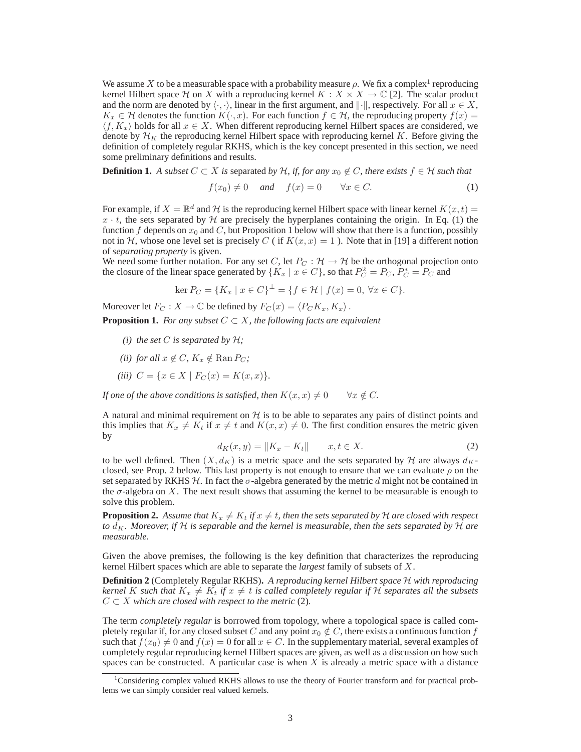We assume $X$ to be a measurable space with a probability measure $\rho$. We fix a complex[1] reproducing kernel Hilbert space $\mathcal{H}$ on $X$ with a reproducing kernel $K : X \times X \to \mathbb{C}$ [2]. The scalar product and the norm are denoted by $\langle \cdot, \cdot \rangle$, linear in the first argument, and $\|\cdot\|$, respectively. For all $x \in X$, $K_x \in \mathcal{H}$ denotes the function $K(\cdot, x)$. For each function $f \in \mathcal{H}$, the reproducing property $f(x) = \langle f, K_x \rangle$ holds for all $x \in X$. When different reproducing kernel Hilbert spaces are considered, we denote by $\mathcal{H}_K$ the reproducing kernel Hilbert space with reproducing kernel $K$. Before giving the definition of completely regular RKHS, which is the key concept presented in this section, we need some preliminary definitions and results.

**Definition 1.** *A subset $C \subset X$ is* separated *by $\mathcal{H}$, if, for any $x_0 \notin C$, there exists $f \in \mathcal{H}$ such that*

$$f(x_0) \neq 0 \quad \textit{and} \quad f(x) = 0 \qquad \forall x \in C. \tag{1}$$

For example, if $X = \mathbb{R}^d$ and $\mathcal{H}$ is the reproducing kernel Hilbert space with linear kernel $K(x, t) = x \cdot t$, the sets separated by $\mathcal{H}$ are precisely the hyperplanes containing the origin. In Eq. (1) the function $f$ depends on $x_0$ and $C$, but Proposition 1 below will show that there is a function, possibly not in $\mathcal{H}$, whose one level set is precisely $C$ ( if $K(x, x) = 1$ ). Note that in [19] a different notion of *separating property* is given.

We need some further notation. For any set $C$, let $P_C : \mathcal{H} \to \mathcal{H}$ be the orthogonal projection onto the closure of the linear space generated by $\{K_x \mid x \in C\}$, so that $P_C^2 = P_C$, $P_C^* = P_C$ and

$$\ker P_C = \{K_x \mid x \in C\}^\perp = \{f \in \mathcal{H} \mid f(x) = 0, \, \forall x \in C\}.$$

Moreover let $F_C : X \to \mathbb{C}$ be defined by $F_C(x) = \langle P_C K_x, K_x \rangle$.

**Proposition 1.** *For any subset $C \subset X$, the following facts are equivalent*

*(i) the set $C$ is separated by $\mathcal{H}$;*

*(ii) for all $x \notin C$, $K_x \notin \operatorname{Ran} P_C$;*

*(iii) $C = \{x \in X \mid F_C(x) = K(x, x)\}$.*

*If one of the above conditions is satisfied, then $K(x, x) \neq 0 \qquad \forall x \notin C$.*

A natural and minimal requirement on $\mathcal{H}$ is to be able to separates any pairs of distinct points and this implies that $K_x \neq K_t$ if $x \neq t$ and $K(x, x) \neq 0$. The first condition ensures the metric given by

$$d_K(x, y) = \|K_x - K_t\| \qquad x, t \in X. \tag{2}$$

to be well defined. Then $(X, d_K)$ is a metric space and the sets separated by $\mathcal{H}$ are always $d_K$-closed, see Prop. 2 below. This last property is not enough to ensure that we can evaluate $\rho$ on the set separated by RKHS $\mathcal{H}$. In fact the $\sigma$-algebra generated by the metric $d$ might not be contained in the $\sigma$-algebra on $X$. The next result shows that assuming the kernel to be measurable is enough to solve this problem.

**Proposition 2.** *Assume that $K_x \neq K_t$ if $x \neq t$, then the sets separated by $\mathcal{H}$ are closed with respect to $d_K$. Moreover, if $\mathcal{H}$ is separable and the kernel is measurable, then the sets separated by $\mathcal{H}$ are measurable.*

Given the above premises, the following is the key definition that characterizes the reproducing kernel Hilbert spaces which are able to separate the *largest* family of subsets of $X$.

**Definition 2** (Completely Regular RKHS)**.** *A reproducing kernel Hilbert space $\mathcal{H}$ with reproducing kernel $K$ such that $K_x \neq K_t$ if $x \neq t$ is called completely regular if $\mathcal{H}$ separates all the subsets $C \subset X$ which are closed with respect to the metric* (2)*.*

The term *completely regular* is borrowed from topology, where a topological space is called completely regular if, for any closed subset $C$ and any point $x_0 \notin C$, there exists a continuous function $f$ such that $f(x_0) \neq 0$ and $f(x) = 0$ for all $x \in C$. In the supplementary material, several examples of completely regular reproducing kernel Hilbert spaces are given, as well as a discussion on how such spaces can be constructed. A particular case is when $X$ is already a metric space with a distance

[1] Considering complex valued RKHS allows to use the theory of Fourier transform and for practical problems we can simply consider real valued kernels.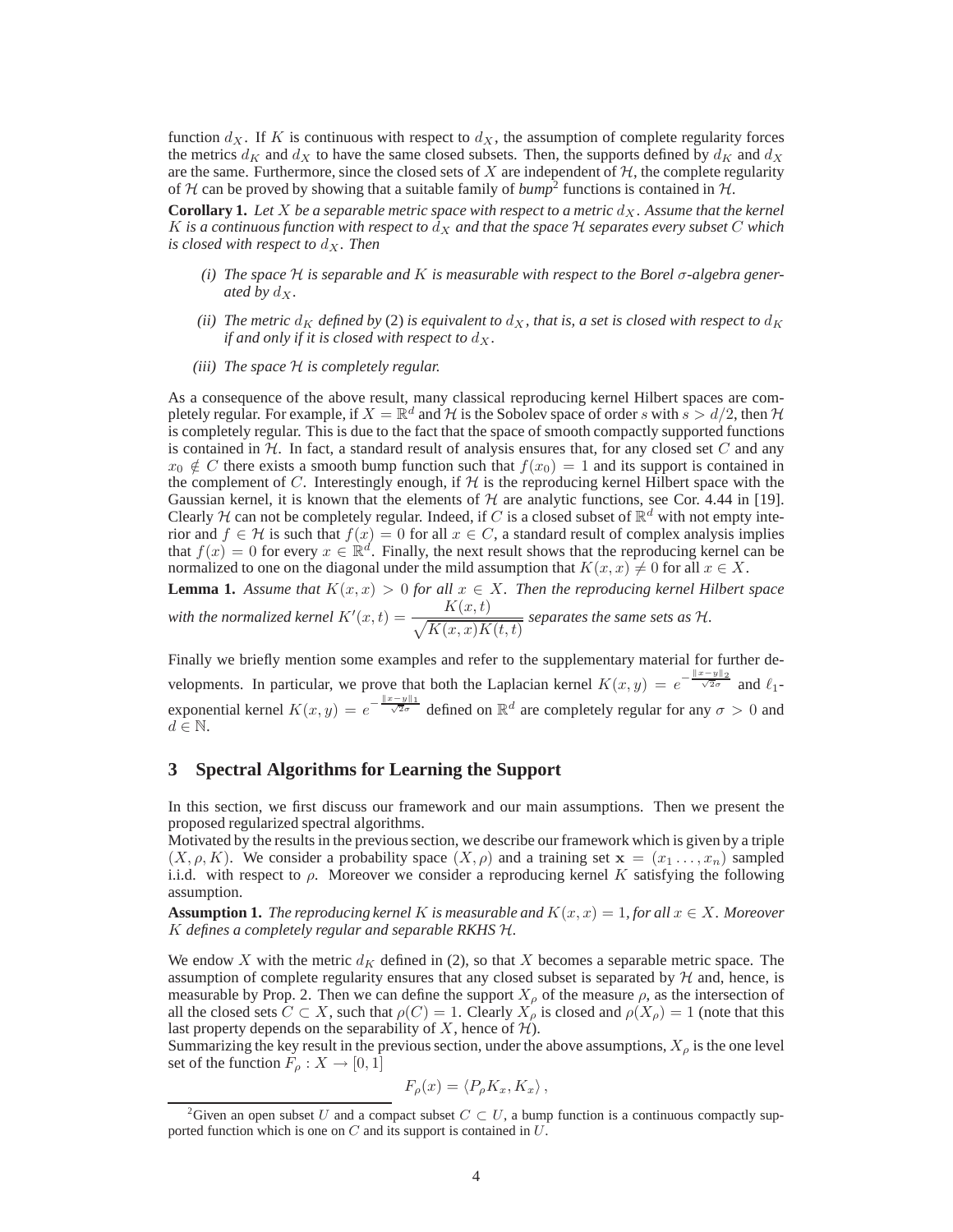function $d_X$. If $K$ is continuous with respect to $d_X$, the assumption of complete regularity forces the metrics $d_K$ and $d_X$ to have the same closed subsets. Then, the supports defined by $d_K$ and $d_X$ are the same. Furthermore, since the closed sets of $X$ are independent of $\mathcal{H}$, the complete regularity of $\mathcal{H}$ can be proved by showing that a suitable family of *bump*[2] functions is contained in $\mathcal{H}$.

**Corollary 1.** *Let $X$ be a separable metric space with respect to a metric $d_X$. Assume that the kernel $K$ is a continuous function with respect to $d_X$ and that the space $\mathcal{H}$ separates every subset $C$ which is closed with respect to $d_X$. Then*

*(i) The space $\mathcal{H}$ is separable and $K$ is measurable with respect to the Borel $\sigma$-algebra generated by $d_X$.*

*(ii) The metric $d_K$ defined by* (2) *is equivalent to $d_X$, that is, a set is closed with respect to $d_K$ if and only if it is closed with respect to $d_X$.*

*(iii) The space $\mathcal{H}$ is completely regular.*

As a consequence of the above result, many classical reproducing kernel Hilbert spaces are completely regular. For example, if $X = \mathbb{R}^d$ and $\mathcal{H}$ is the Sobolev space of order $s$ with $s > d/2$, then $\mathcal{H}$ is completely regular. This is due to the fact that the space of smooth compactly supported functions is contained in $\mathcal{H}$. In fact, a standard result of analysis ensures that, for any closed set $C$ and any $x_0 \notin C$ there exists a smooth bump function such that $f(x_0) = 1$ and its support is contained in the complement of $C$. Interestingly enough, if $\mathcal{H}$ is the reproducing kernel Hilbert space with the Gaussian kernel, it is known that the elements of $\mathcal{H}$ are analytic functions, see Cor. 4.44 in [19]. Clearly $\mathcal{H}$ can not be completely regular. Indeed, if $C$ is a closed subset of $\mathbb{R}^d$ with not empty interior and $f \in \mathcal{H}$ is such that $f(x) = 0$ for all $x \in C$, a standard result of complex analysis implies that $f(x) = 0$ for every $x \in \mathbb{R}^d$. Finally, the next result shows that the reproducing kernel can be normalized to one on the diagonal under the mild assumption that $K(x, x) \neq 0$ for all $x \in X$.

**Lemma 1.** *Assume that $K(x, x) > 0$ for all $x \in X$. Then the reproducing kernel Hilbert space with the normalized kernel $K'(x, t) = \dfrac{K(x, t)}{\sqrt{K(x, x)K(t, t)}}$ separates the same sets as $\mathcal{H}$.*

Finally we briefly mention some examples and refer to the supplementary material for further developments. In particular, we prove that both the Laplacian kernel $K(x, y) = e^{-\frac{\|x-y\|_2}{\sqrt{2}\sigma}}$ and $\ell_1$-exponential kernel $K(x, y) = e^{-\frac{\|x-y\|_1}{\sqrt{2}\sigma}}$ defined on $\mathbb{R}^d$ are completely regular for any $\sigma > 0$ and $d \in \mathbb{N}$.

## 3 Spectral Algorithms for Learning the Support

In this section, we first discuss our framework and our main assumptions. Then we present the proposed regularized spectral algorithms.

Motivated by the results in the previous section, we describe our framework which is given by a triple $(X, \rho, K)$. We consider a probability space $(X, \rho)$ and a training set $\mathbf{x} = (x_1 \ldots, x_n)$ sampled i.i.d. with respect to $\rho$. Moreover we consider a reproducing kernel $K$ satisfying the following assumption.

**Assumption 1.** *The reproducing kernel $K$ is measurable and $K(x, x) = 1$, for all $x \in X$. Moreover $K$ defines a completely regular and separable RKHS $\mathcal{H}$.*

We endow $X$ with the metric $d_K$ defined in (2), so that $X$ becomes a separable metric space. The assumption of complete regularity ensures that any closed subset is separated by $\mathcal{H}$ and, hence, is measurable by Prop. 2. Then we can define the support $X_\rho$ of the measure $\rho$, as the intersection of all the closed sets $C \subset X$, such that $\rho(C) = 1$. Clearly $X_\rho$ is closed and $\rho(X_\rho) = 1$ (note that this last property depends on the separability of $X$, hence of $\mathcal{H}$).

Summarizing the key result in the previous section, under the above assumptions, $X_\rho$ is the one level set of the function $F_\rho : X \to [0, 1]$

$$F_\rho(x) = \langle P_\rho K_x, K_x \rangle ,$$

[2] Given an open subset $U$ and a compact subset $C \subset U$, a bump function is a continuous compactly supported function which is one on $C$ and its support is contained in $U$.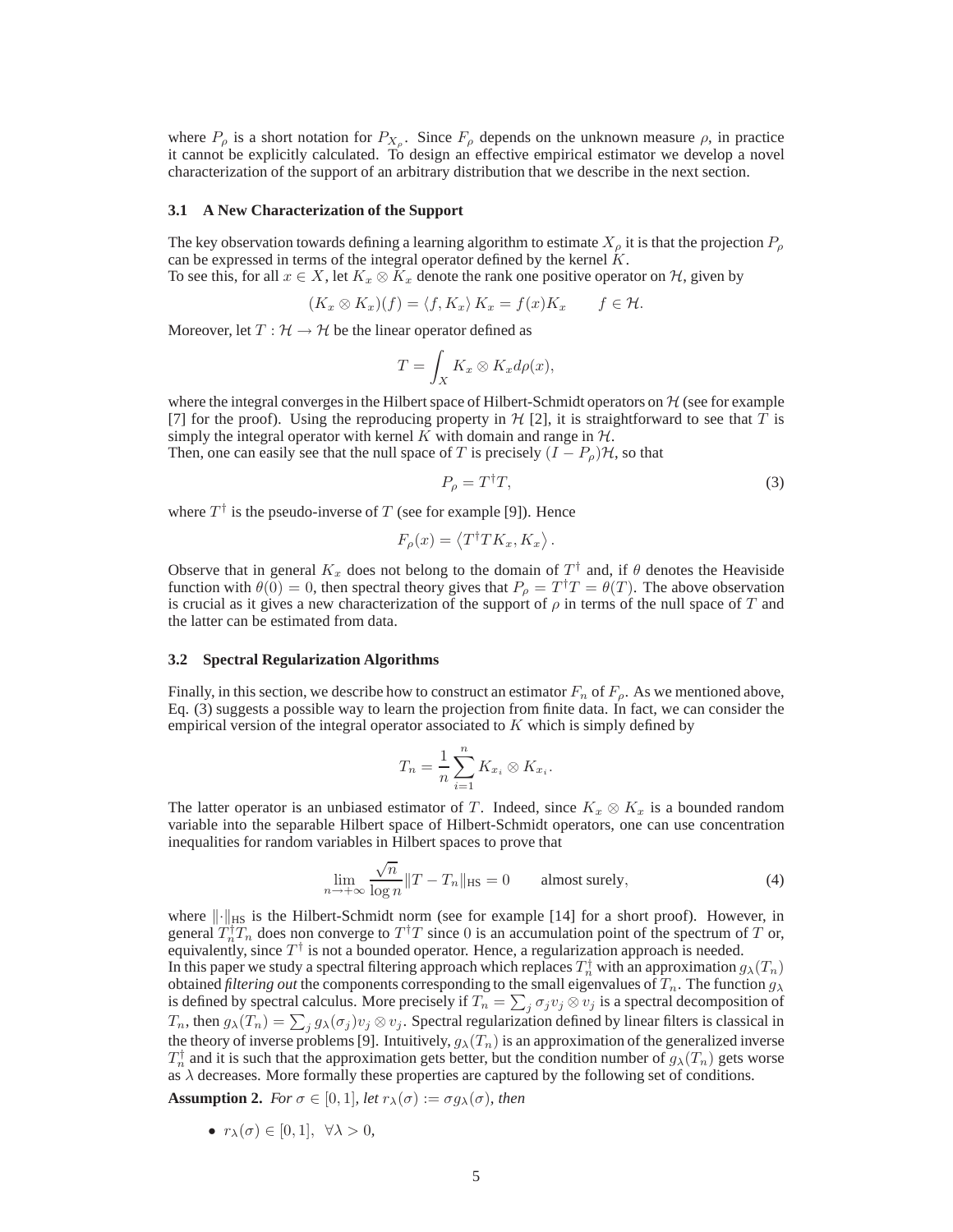where $P_\rho$ is a short notation for $P_{X_\rho}$. Since $F_\rho$ depends on the unknown measure $\rho$, in practice it cannot be explicitly calculated. To design an effective empirical estimator we develop a novel characterization of the support of an arbitrary distribution that we describe in the next section.

### 3.1 A New Characterization of the Support

The key observation towards defining a learning algorithm to estimate $X_\rho$ it is that the projection $P_\rho$ can be expressed in terms of the integral operator defined by the kernel $K$.
To see this, for all $x \in X$, let $K_x \otimes K_x$ denote the rank one positive operator on $\mathcal{H}$, given by

$$(K_x \otimes K_x)(f) = \langle f, K_x \rangle K_x = f(x) K_x \qquad f \in \mathcal{H}.$$

Moreover, let $T : \mathcal{H} \to \mathcal{H}$ be the linear operator defined as

$$T = \int_X K_x \otimes K_x d\rho(x),$$

where the integral converges in the Hilbert space of Hilbert-Schmidt operators on $\mathcal{H}$ (see for example [7] for the proof). Using the reproducing property in $\mathcal{H}$ [2], it is straightforward to see that $T$ is simply the integral operator with kernel $K$ with domain and range in $\mathcal{H}$.
Then, one can easily see that the null space of $T$ is precisely $(I - P_\rho)\mathcal{H}$, so that

$$P_\rho = T^\dagger T, \tag{3}$$

where $T^\dagger$ is the pseudo-inverse of $T$ (see for example [9]). Hence

$$F_\rho(x) = \left\langle T^\dagger T K_x, K_x \right\rangle.$$

Observe that in general $K_x$ does not belong to the domain of $T^\dagger$ and, if $\theta$ denotes the Heaviside function with $\theta(0) = 0$, then spectral theory gives that $P_\rho = T^\dagger T = \theta(T)$. The above observation is crucial as it gives a new characterization of the support of $\rho$ in terms of the null space of $T$ and the latter can be estimated from data.

### 3.2 Spectral Regularization Algorithms

Finally, in this section, we describe how to construct an estimator $F_n$ of $F_\rho$. As we mentioned above, Eq. (3) suggests a possible way to learn the projection from finite data. In fact, we can consider the empirical version of the integral operator associated to $K$ which is simply defined by

$$T_n = \frac{1}{n} \sum_{i=1}^{n} K_{x_i} \otimes K_{x_i}.$$

The latter operator is an unbiased estimator of $T$. Indeed, since $K_x \otimes K_x$ is a bounded random variable into the separable Hilbert space of Hilbert-Schmidt operators, one can use concentration inequalities for random variables in Hilbert spaces to prove that

$$\lim_{n \to +\infty} \frac{\sqrt{n}}{\log n} \|T - T_n\|_{\mathrm{HS}} = 0 \qquad \text{almost surely}, \tag{4}$$

where $\|\cdot\|_{\mathrm{HS}}$ is the Hilbert-Schmidt norm (see for example [14] for a short proof). However, in general $T_n^\dagger T_n$ does non converge to $T^\dagger T$ since $0$ is an accumulation point of the spectrum of $T$ or, equivalently, since $T^\dagger$ is not a bounded operator. Hence, a regularization approach is needed.
In this paper we study a spectral filtering approach which replaces $T_n^\dagger$ with an approximation $g_\lambda(T_n)$ obtained *filtering out* the components corresponding to the small eigenvalues of $T_n$. The function $g_\lambda$ is defined by spectral calculus. More precisely if $T_n = \sum_j \sigma_j v_j \otimes v_j$ is a spectral decomposition of $T_n$, then $g_\lambda(T_n) = \sum_j g_\lambda(\sigma_j) v_j \otimes v_j$. Spectral regularization defined by linear filters is classical in the theory of inverse problems [9]. Intuitively, $g_\lambda(T_n)$ is an approximation of the generalized inverse $T_n^\dagger$ and it is such that the approximation gets better, but the condition number of $g_\lambda(T_n)$ gets worse as $\lambda$ decreases. More formally these properties are captured by the following set of conditions.

**Assumption 2.** *For $\sigma \in [0, 1]$, let $r_\lambda(\sigma) := \sigma g_\lambda(\sigma)$, then*

- $r_\lambda(\sigma) \in [0, 1], \ \ \forall \lambda > 0,$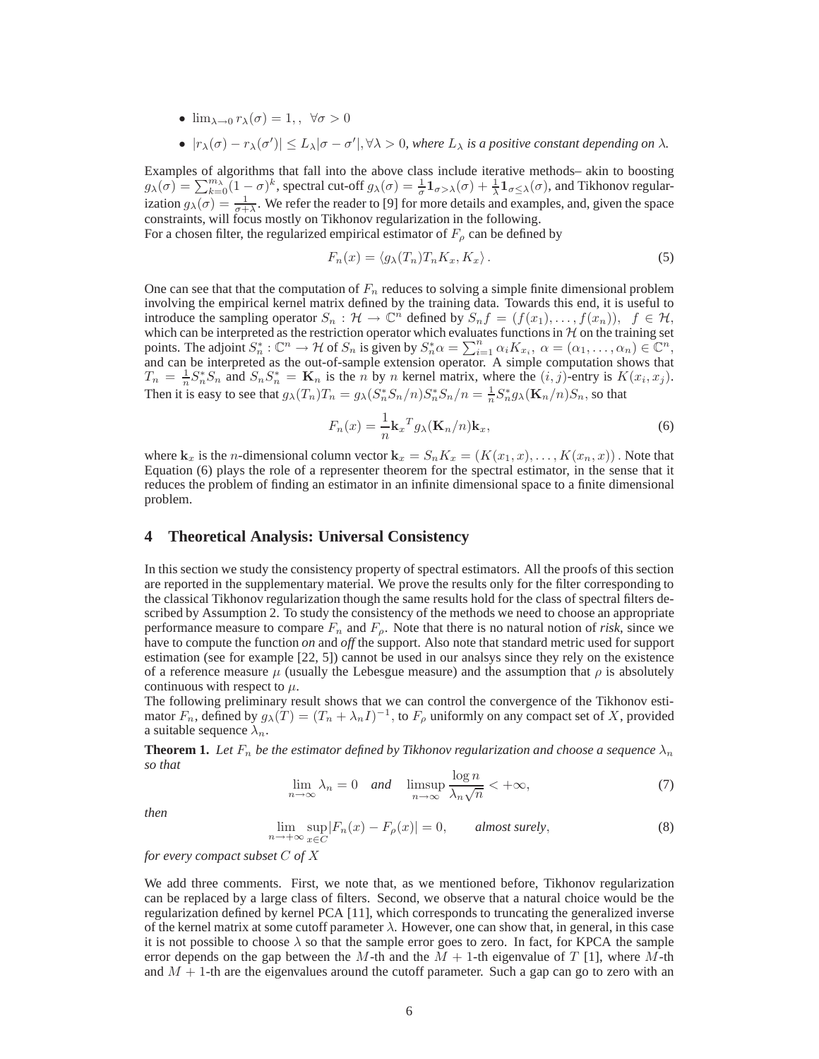- $\lim_{\lambda \to 0} r_\lambda(\sigma) = 1, \;\; \forall \sigma > 0$
- $|r_\lambda(\sigma) - r_\lambda(\sigma')| \leq L_\lambda |\sigma - \sigma'|, \forall \lambda > 0$, *where $L_\lambda$ is a positive constant depending on $\lambda$.*

Examples of algorithms that fall into the above class include iterative methods– akin to boosting $g_\lambda(\sigma) = \sum_{k=0}^{m_\lambda} (1-\sigma)^k$, spectral cut-off $g_\lambda(\sigma) = \frac{1}{\sigma} \mathbf{1}_{\sigma > \lambda}(\sigma) + \frac{1}{\lambda} \mathbf{1}_{\sigma \leq \lambda}(\sigma)$, and Tikhonov regularization $g_\lambda(\sigma) = \frac{1}{\sigma + \lambda}$. We refer the reader to [9] for more details and examples, and, given the space constraints, will focus mostly on Tikhonov regularization in the following.
For a chosen filter, the regularized empirical estimator of $F_\rho$ can be defined by

$$F_n(x) = \langle g_\lambda(T_n) T_n K_x, K_x \rangle . \tag{5}$$

One can see that that the computation of $F_n$ reduces to solving a simple finite dimensional problem involving the empirical kernel matrix defined by the training data. Towards this end, it is useful to introduce the sampling operator $S_n : \mathcal{H} \to \mathbb{C}^n$ defined by $S_n f = (f(x_1), \ldots, f(x_n)), \;\; f \in \mathcal{H}$, which can be interpreted as the restriction operator which evaluates functions in $\mathcal{H}$ on the training set points. The adjoint $S_n^* : \mathbb{C}^n \to \mathcal{H}$ of $S_n$ is given by $S_n^* \alpha = \sum_{i=1}^n \alpha_i K_{x_i}, \; \alpha = (\alpha_1, \ldots, \alpha_n) \in \mathbb{C}^n$, and can be interpreted as the out-of-sample extension operator. A simple computation shows that $T_n = \frac{1}{n} S_n^* S_n$ and $S_n S_n^* = \mathbf{K}_n$ is the $n$ by $n$ kernel matrix, where the $(i,j)$-entry is $K(x_i, x_j)$. Then it is easy to see that $g_\lambda(T_n) T_n = g_\lambda(S_n^* S_n / n) S_n^* S_n / n = \frac{1}{n} S_n^* g_\lambda(\mathbf{K}_n / n) S_n$, so that

$$F_n(x) = \frac{1}{n} \mathbf{k}_x{}^T g_\lambda(\mathbf{K}_n / n) \mathbf{k}_x, \tag{6}$$

where $\mathbf{k}_x$ is the $n$-dimensional column vector $\mathbf{k}_x = S_n K_x = (K(x_1, x), \ldots, K(x_n, x))$ . Note that Equation (6) plays the role of a representer theorem for the spectral estimator, in the sense that it reduces the problem of finding an estimator in an infinite dimensional space to a finite dimensional problem.

## 4 Theoretical Analysis: Universal Consistency

In this section we study the consistency property of spectral estimators. All the proofs of this section are reported in the supplementary material. We prove the results only for the filter corresponding to the classical Tikhonov regularization though the same results hold for the class of spectral filters described by Assumption 2. To study the consistency of the methods we need to choose an appropriate performance measure to compare $F_n$ and $F_\rho$. Note that there is no natural notion of *risk*, since we have to compute the function *on* and *off* the support. Also note that standard metric used for support estimation (see for example [22, 5]) cannot be used in our analsys since they rely on the existence of a reference measure $\mu$ (usually the Lebesgue measure) and the assumption that $\rho$ is absolutely continuous with respect to $\mu$.
The following preliminary result shows that we can control the convergence of the Tikhonov estimator $F_n$, defined by $g_\lambda(T) = (T_n + \lambda_n I)^{-1}$, to $F_\rho$ uniformly on any compact set of $X$, provided a suitable sequence $\lambda_n$.

**Theorem 1.** *Let $F_n$ be the estimator defined by Tikhonov regularization and choose a sequence $\lambda_n$ so that*

$$\lim_{n \to \infty} \lambda_n = 0 \quad \textit{and} \quad \limsup_{n \to \infty} \frac{\log n}{\lambda_n \sqrt{n}} < +\infty, \tag{7}$$

*then*

$$\lim_{n \to +\infty} \sup_{x \in C} |F_n(x) - F_\rho(x)| = 0, \qquad \textit{almost surely}, \tag{8}$$

*for every compact subset $C$ of $X$*

We add three comments. First, we note that, as we mentioned before, Tikhonov regularization can be replaced by a large class of filters. Second, we observe that a natural choice would be the regularization defined by kernel PCA [11], which corresponds to truncating the generalized inverse of the kernel matrix at some cutoff parameter $\lambda$. However, one can show that, in general, in this case it is not possible to choose $\lambda$ so that the sample error goes to zero. In fact, for KPCA the sample error depends on the gap between the $M$-th and the $M+1$-th eigenvalue of $T$ [1], where $M$-th and $M+1$-th are the eigenvalues around the cutoff parameter. Such a gap can go to zero with an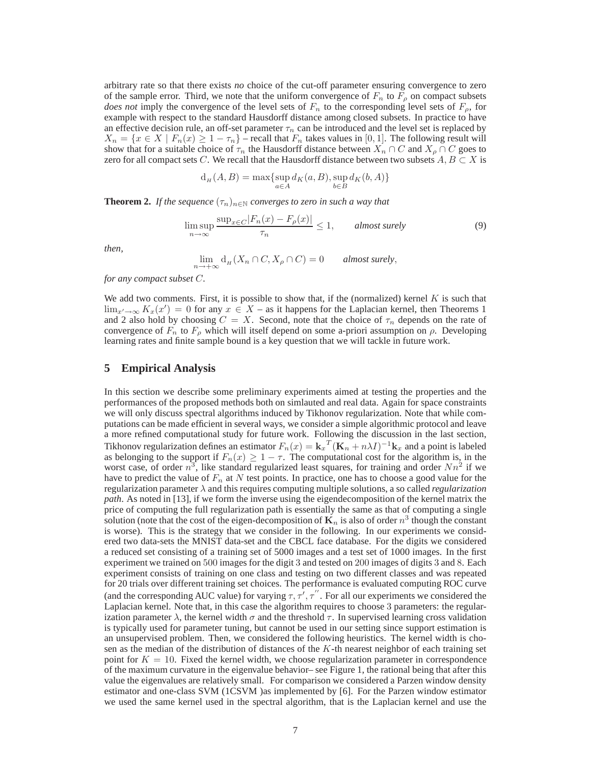arbitrary rate so that there exists *no* choice of the cut-off parameter ensuring convergence to zero of the sample error. Third, we note that the uniform convergence of $F_n$ to $F_\rho$ on compact subsets *does not* imply the convergence of the level sets of $F_n$ to the corresponding level sets of $F_\rho$, for example with respect to the standard Hausdorff distance among closed subsets. In practice to have an effective decision rule, an off-set parameter $\tau_n$ can be introduced and the level set is replaced by $X_n = \{x \in X \mid F_n(x) \geq 1 - \tau_n\}$ – recall that $F_n$ takes values in $[0, 1]$. The following result will show that for a suitable choice of $\tau_n$ the Hausdorff distance between $X_n \cap C$ and $X_\rho \cap C$ goes to zero for all compact sets $C$. We recall that the Hausdorff distance between two subsets $A, B \subset X$ is

$$\mathrm{d}_H(A, B) = \max\{\sup_{a \in A} d_K(a, B), \sup_{b \in B} d_K(b, A)\}$$

**Theorem 2.** *If the sequence $(\tau_n)_{n \in \mathbb{N}}$ converges to zero in such a way that*

$$\limsup_{n \to \infty} \frac{\sup_{x \in C} |F_n(x) - F_\rho(x)|}{\tau_n} \leq 1, \qquad \textit{almost surely} \tag{9}$$

*then,*

$$\lim_{n \to +\infty} \mathrm{d}_H(X_n \cap C, X_\rho \cap C) = 0 \qquad \textit{almost surely},$$

*for any compact subset $C$.*

We add two comments. First, it is possible to show that, if the (normalized) kernel $K$ is such that $\lim_{x' \to \infty} K_x(x') = 0$ for any $x \in X$ – as it happens for the Laplacian kernel, then Theorems 1 and 2 also hold by choosing $C = X$. Second, note that the choice of $\tau_n$ depends on the rate of convergence of $F_n$ to $F_\rho$ which will itself depend on some a-priori assumption on $\rho$. Developing learning rates and finite sample bound is a key question that we will tackle in future work.

## 5 Empirical Analysis

In this section we describe some preliminary experiments aimed at testing the properties and the performances of the proposed methods both on simlauted and real data. Again for space constraints we will only discuss spectral algorithms induced by Tikhonov regularization. Note that while computations can be made efficient in several ways, we consider a simple algorithmic protocol and leave a more refined computational study for future work. Following the discussion in the last section, Tikhonov regularization defines an estimator $F_n(x) = \mathbf{k}_x{}^T(\mathbf{K}_n + n\lambda I)^{-1}\mathbf{k}_x$ and a point is labeled as belonging to the support if $F_n(x) \geq 1 - \tau$. The computational cost for the algorithm is, in the worst case, of order $n^3$, like standard regularized least squares, for training and order $Nn^2$ if we have to predict the value of $F_n$ at $N$ test points. In practice, one has to choose a good value for the regularization parameter $\lambda$ and this requires computing multiple solutions, a so called *regularization path*. As noted in [13], if we form the inverse using the eigendecomposition of the kernel matrix the price of computing the full regularization path is essentially the same as that of computing a single solution (note that the cost of the eigen-decomposition of $\mathbf{K}_n$ is also of order $n^3$ though the constant is worse). This is the strategy that we consider in the following. In our experiments we considered two data-sets the MNIST data-set and the CBCL face database. For the digits we considered a reduced set consisting of a training set of 5000 images and a test set of 1000 images. In the first experiment we trained on $500$ images for the digit $3$ and tested on $200$ images of digits $3$ and $8$. Each experiment consists of training on one class and testing on two different classes and was repeated for 20 trials over different training set choices. The performance is evaluated computing ROC curve (and the corresponding AUC value) for varying $\tau, \tau', \tau''$. For all our experiments we considered the Laplacian kernel. Note that, in this case the algorithm requires to choose $3$ parameters: the regularization parameter $\lambda$, the kernel width $\sigma$ and the threshold $\tau$. In supervised learning cross validation is typically used for parameter tuning, but cannot be used in our setting since support estimation is an unsupervised problem. Then, we considered the following heuristics. The kernel width is chosen as the median of the distribution of distances of the $K$-th nearest neighbor of each training set point for $K = 10$. Fixed the kernel width, we choose regularization parameter in correspondence of the maximum curvature in the eigenvalue behavior– see Figure 1, the rational being that after this value the eigenvalues are relatively small. For comparison we considered a Parzen window density estimator and one-class SVM (1CSVM )as implemented by [6]. For the Parzen window estimator we used the same kernel used in the spectral algorithm, that is the Laplacian kernel and use the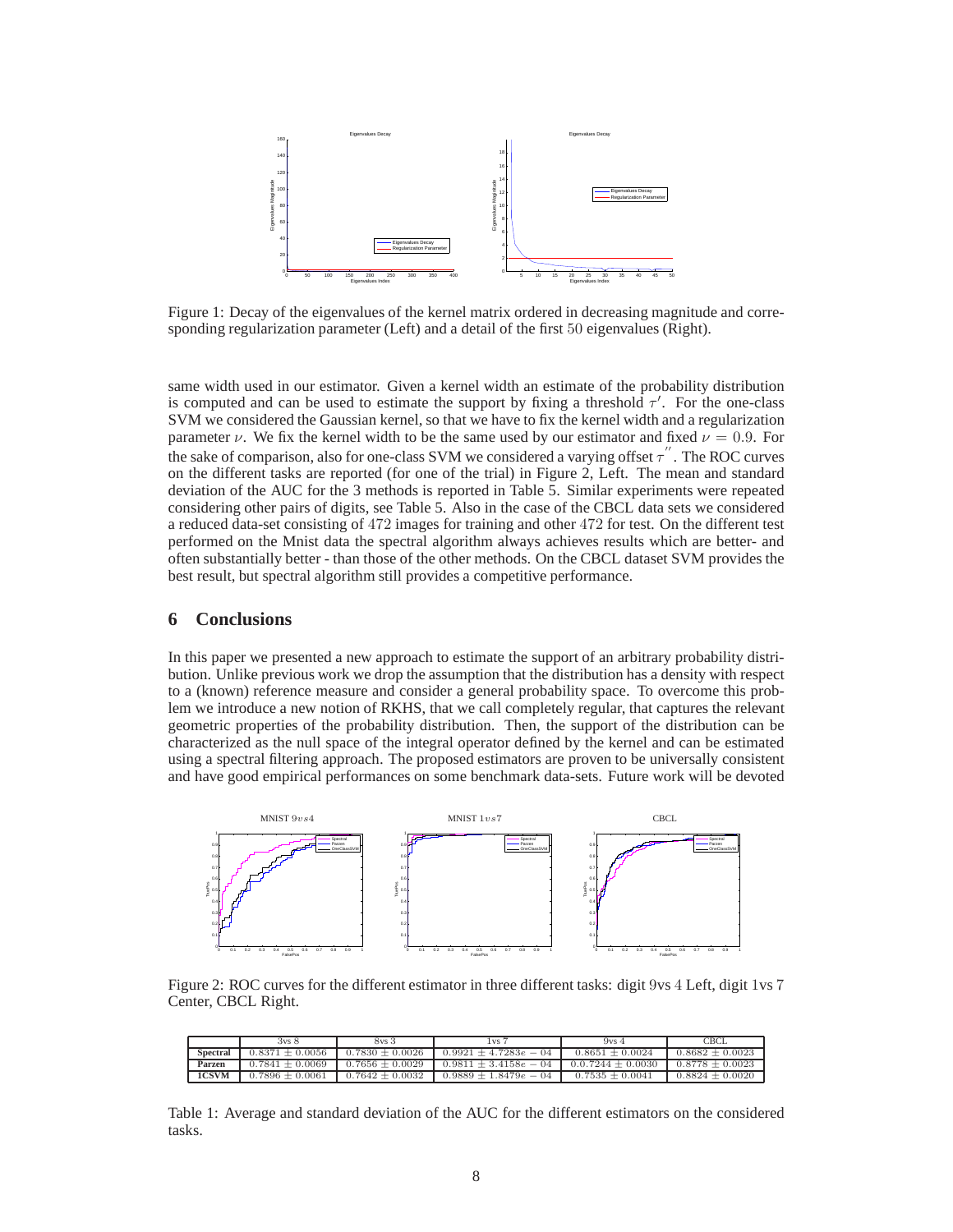Figure 1: Decay of the eigenvalues of the kernel matrix ordered in decreasing magnitude and corresponding regularization parameter (Left) and a detail of the first 50 eigenvalues (Right).

same width used in our estimator. Given a kernel width an estimate of the probability distribution is computed and can be used to estimate the support by fixing a threshold $\tau'$. For the one-class SVM we considered the Gaussian kernel, so that we have to fix the kernel width and a regularization parameter $\nu$. We fix the kernel width to be the same used by our estimator and fixed $\nu = 0.9$. For the sake of comparison, also for one-class SVM we considered a varying offset $\tau''$. The ROC curves on the different tasks are reported (for one of the trial) in Figure 2, Left. The mean and standard deviation of the AUC for the 3 methods is reported in Table 5. Similar experiments were repeated considering other pairs of digits, see Table 5. Also in the case of the CBCL data sets we considered a reduced data-set consisting of 472 images for training and other 472 for test. On the different test performed on the Mnist data the spectral algorithm always achieves results which are better- and often substantially better - than those of the other methods. On the CBCL dataset SVM provides the best result, but spectral algorithm still provides a competitive performance.

## 6 Conclusions

In this paper we presented a new approach to estimate the support of an arbitrary probability distribution. Unlike previous work we drop the assumption that the distribution has a density with respect to a (known) reference measure and consider a general probability space. To overcome this problem we introduce a new notion of RKHS, that we call completely regular, that captures the relevant geometric properties of the probability distribution. Then, the support of the distribution can be characterized as the null space of the integral operator defined by the kernel and can be estimated using a spectral filtering approach. The proposed estimators are proven to be universally consistent and have good empirical performances on some benchmark data-sets. Future work will be devoted

Figure 2: ROC curves for the different estimator in three different tasks: digit 9vs 4 Left, digit 1vs 7 Center, CBCL Right.

| | 3vs 8 | 8vs 3 | 1vs 7 | 9vs 4 | CBCL |
|---|---|---|---|---|---|
| **Spectral** | $0.8371 \pm 0.0056$ | $0.7830 \pm 0.0026$ | $0.9921 \pm 4.7283e-04$ | $0.8651 \pm 0.0024$ | $0.8682 \pm 0.0023$ |
| **Parzen** | $0.7841 \pm 0.0069$ | $0.7656 \pm 0.0029$ | $0.9811 \pm 3.4158e-04$ | $0.0.7244 \pm 0.0030$ | $0.8778 \pm 0.0023$ |
| **1CSVM** | $0.7896 \pm 0.0061$ | $0.7642 \pm 0.0032$ | $0.9889 \pm 1.8479e-04$ | $0.7535 \pm 0.0041$ | $0.8824 \pm 0.0020$ |

Table 1: Average and standard deviation of the AUC for the different estimators on the considered tasks.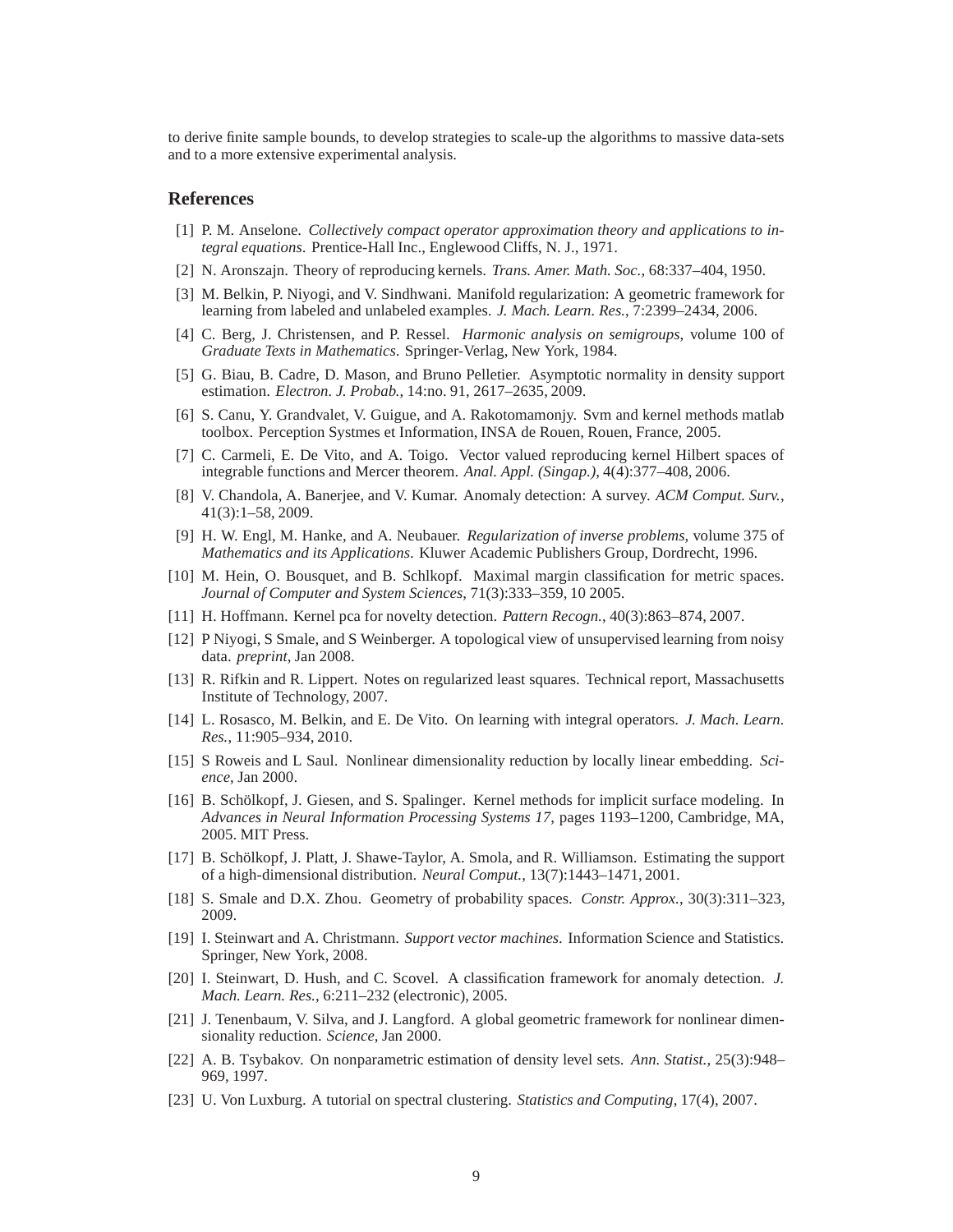to derive finite sample bounds, to develop strategies to scale-up the algorithms to massive data-sets and to a more extensive experimental analysis.

## References

[1] P. M. Anselone. *Collectively compact operator approximation theory and applications to integral equations*. Prentice-Hall Inc., Englewood Cliffs, N. J., 1971.

[2] N. Aronszajn. Theory of reproducing kernels. *Trans. Amer. Math. Soc.*, 68:337–404, 1950.

[3] M. Belkin, P. Niyogi, and V. Sindhwani. Manifold regularization: A geometric framework for learning from labeled and unlabeled examples. *J. Mach. Learn. Res.*, 7:2399–2434, 2006.

[4] C. Berg, J. Christensen, and P. Ressel. *Harmonic analysis on semigroups*, volume 100 of *Graduate Texts in Mathematics*. Springer-Verlag, New York, 1984.

[5] G. Biau, B. Cadre, D. Mason, and Bruno Pelletier. Asymptotic normality in density support estimation. *Electron. J. Probab.*, 14:no. 91, 2617–2635, 2009.

[6] S. Canu, Y. Grandvalet, V. Guigue, and A. Rakotomamonjy. Svm and kernel methods matlab toolbox. Perception Systmes et Information, INSA de Rouen, Rouen, France, 2005.

[7] C. Carmeli, E. De Vito, and A. Toigo. Vector valued reproducing kernel Hilbert spaces of integrable functions and Mercer theorem. *Anal. Appl. (Singap.)*, 4(4):377–408, 2006.

[8] V. Chandola, A. Banerjee, and V. Kumar. Anomaly detection: A survey. *ACM Comput. Surv.*, 41(3):1–58, 2009.

[9] H. W. Engl, M. Hanke, and A. Neubauer. *Regularization of inverse problems*, volume 375 of *Mathematics and its Applications*. Kluwer Academic Publishers Group, Dordrecht, 1996.

[10] M. Hein, O. Bousquet, and B. Schlkopf. Maximal margin classification for metric spaces. *Journal of Computer and System Sciences*, 71(3):333–359, 10 2005.

[11] H. Hoffmann. Kernel pca for novelty detection. *Pattern Recogn.*, 40(3):863–874, 2007.

[12] P Niyogi, S Smale, and S Weinberger. A topological view of unsupervised learning from noisy data. *preprint*, Jan 2008.

[13] R. Rifkin and R. Lippert. Notes on regularized least squares. Technical report, Massachusetts Institute of Technology, 2007.

[14] L. Rosasco, M. Belkin, and E. De Vito. On learning with integral operators. *J. Mach. Learn. Res.*, 11:905–934, 2010.

[15] S Roweis and L Saul. Nonlinear dimensionality reduction by locally linear embedding. *Science*, Jan 2000.

[16] B. Schölkopf, J. Giesen, and S. Spalinger. Kernel methods for implicit surface modeling. In *Advances in Neural Information Processing Systems 17*, pages 1193–1200, Cambridge, MA, 2005. MIT Press.

[17] B. Schölkopf, J. Platt, J. Shawe-Taylor, A. Smola, and R. Williamson. Estimating the support of a high-dimensional distribution. *Neural Comput.*, 13(7):1443–1471, 2001.

[18] S. Smale and D.X. Zhou. Geometry of probability spaces. *Constr. Approx.*, 30(3):311–323, 2009.

[19] I. Steinwart and A. Christmann. *Support vector machines*. Information Science and Statistics. Springer, New York, 2008.

[20] I. Steinwart, D. Hush, and C. Scovel. A classification framework for anomaly detection. *J. Mach. Learn. Res.*, 6:211–232 (electronic), 2005.

[21] J. Tenenbaum, V. Silva, and J. Langford. A global geometric framework for nonlinear dimensionality reduction. *Science*, Jan 2000.

[22] A. B. Tsybakov. On nonparametric estimation of density level sets. *Ann. Statist.*, 25(3):948–969, 1997.

[23] U. Von Luxburg. A tutorial on spectral clustering. *Statistics and Computing*, 17(4), 2007.